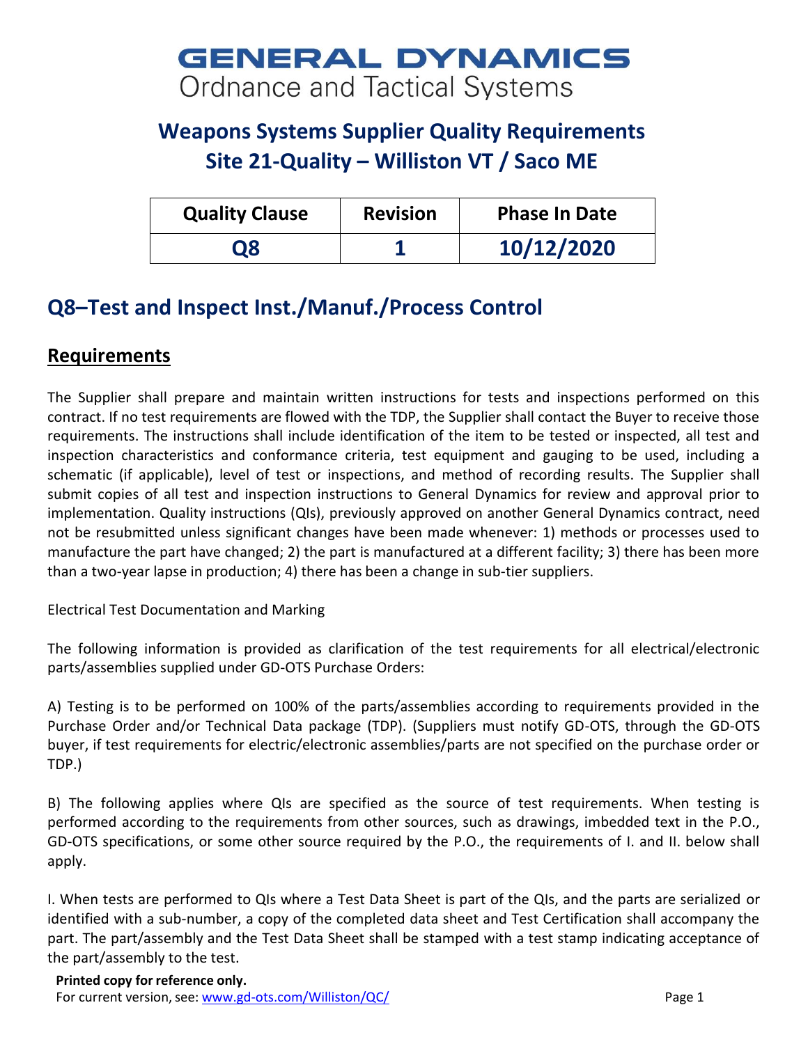# GENERAL DYNAMICS
Ordnance and Tactical Systems

## Weapons Systems Supplier Quality Requirements
## Site 21-Quality – Williston VT / Saco ME

| Quality Clause | Revision | Phase In Date |
|---|---|---|
| **Q8** | **1** | **10/12/2020** |

## Q8–Test and Inspect Inst./Manuf./Process Control

### Requirements

The Supplier shall prepare and maintain written instructions for tests and inspections performed on this contract. If no test requirements are flowed with the TDP, the Supplier shall contact the Buyer to receive those requirements. The instructions shall include identification of the item to be tested or inspected, all test and inspection characteristics and conformance criteria, test equipment and gauging to be used, including a schematic (if applicable), level of test or inspections, and method of recording results. The Supplier shall submit copies of all test and inspection instructions to General Dynamics for review and approval prior to implementation. Quality instructions (QIs), previously approved on another General Dynamics contract, need not be resubmitted unless significant changes have been made whenever: 1) methods or processes used to manufacture the part have changed; 2) the part is manufactured at a different facility; 3) there has been more than a two-year lapse in production; 4) there has been a change in sub-tier suppliers.

Electrical Test Documentation and Marking

The following information is provided as clarification of the test requirements for all electrical/electronic parts/assemblies supplied under GD-OTS Purchase Orders:

A) Testing is to be performed on 100% of the parts/assemblies according to requirements provided in the Purchase Order and/or Technical Data package (TDP). (Suppliers must notify GD-OTS, through the GD-OTS buyer, if test requirements for electric/electronic assemblies/parts are not specified on the purchase order or TDP.)

B) The following applies where QIs are specified as the source of test requirements. When testing is performed according to the requirements from other sources, such as drawings, imbedded text in the P.O., GD-OTS specifications, or some other source required by the P.O., the requirements of I. and II. below shall apply.

I. When tests are performed to QIs where a Test Data Sheet is part of the QIs, and the parts are serialized or identified with a sub-number, a copy of the completed data sheet and Test Certification shall accompany the part. The part/assembly and the Test Data Sheet shall be stamped with a test stamp indicating acceptance of the part/assembly to the test.

**Printed copy for reference only.**
For current version, see: www.gd-ots.com/Williston/QC/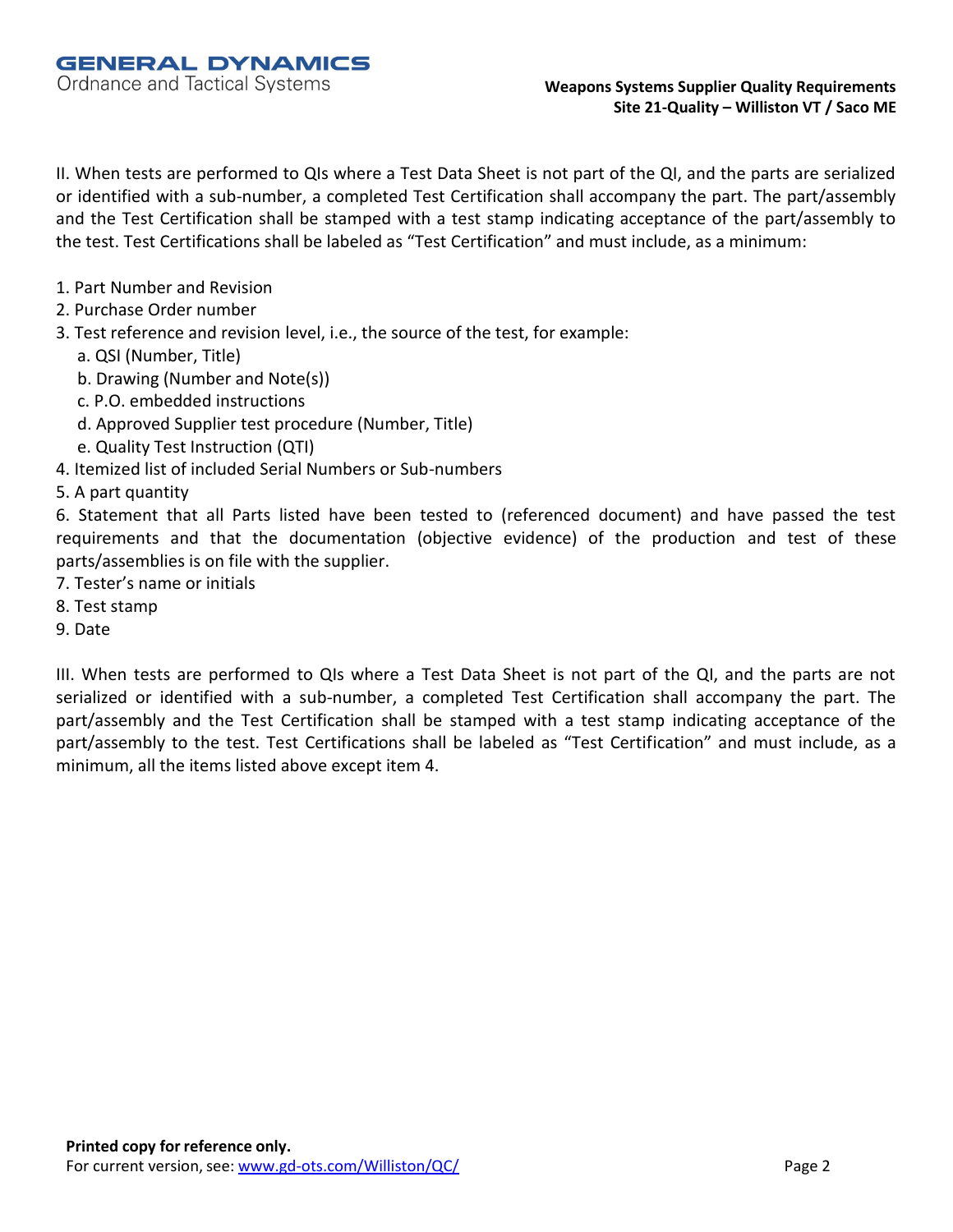II. When tests are performed to QIs where a Test Data Sheet is not part of the QI, and the parts are serialized or identified with a sub-number, a completed Test Certification shall accompany the part. The part/assembly and the Test Certification shall be stamped with a test stamp indicating acceptance of the part/assembly to the test. Test Certifications shall be labeled as "Test Certification" and must include, as a minimum:

1. Part Number and Revision
2. Purchase Order number
3. Test reference and revision level, i.e., the source of the test, for example:
   a. QSI (Number, Title)
   b. Drawing (Number and Note(s))
   c. P.O. embedded instructions
   d. Approved Supplier test procedure (Number, Title)
   e. Quality Test Instruction (QTI)
4. Itemized list of included Serial Numbers or Sub-numbers
5. A part quantity
6. Statement that all Parts listed have been tested to (referenced document) and have passed the test requirements and that the documentation (objective evidence) of the production and test of these parts/assemblies is on file with the supplier.
7. Tester's name or initials
8. Test stamp
9. Date

III. When tests are performed to QIs where a Test Data Sheet is not part of the QI, and the parts are not serialized or identified with a sub-number, a completed Test Certification shall accompany the part. The part/assembly and the Test Certification shall be stamped with a test stamp indicating acceptance of the part/assembly to the test. Test Certifications shall be labeled as "Test Certification" and must include, as a minimum, all the items listed above except item 4.